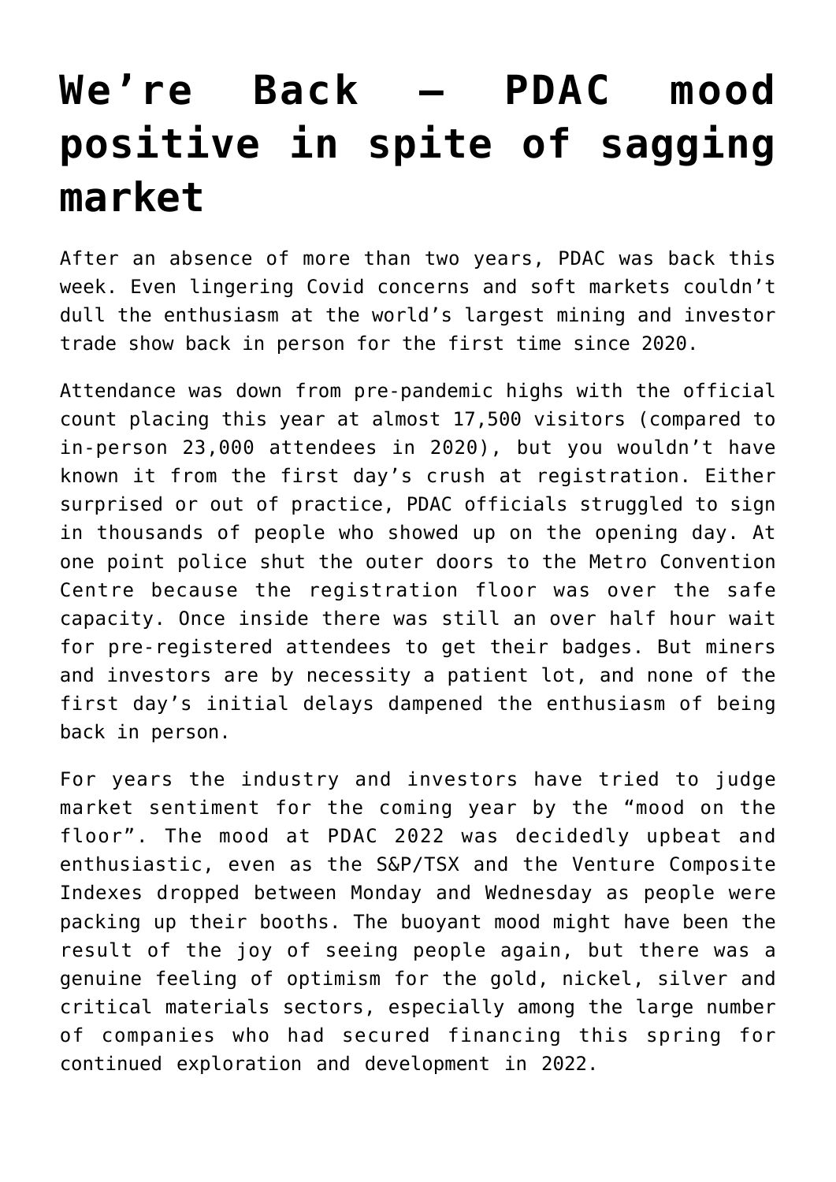# We're Back – PDAC mood positive in spite of sagging market

After an absence of more than two years, PDAC was back this week. Even lingering Covid concerns and soft markets couldn't dull the enthusiasm at the world's largest mining and investor trade show back in person for the first time since 2020.

Attendance was down from pre-pandemic highs with the official count placing this year at almost 17,500 visitors (compared to in-person 23,000 attendees in 2020), but you wouldn't have known it from the first day's crush at registration. Either surprised or out of practice, PDAC officials struggled to sign in thousands of people who showed up on the opening day. At one point police shut the outer doors to the Metro Convention Centre because the registration floor was over the safe capacity. Once inside there was still an over half hour wait for pre-registered attendees to get their badges. But miners and investors are by necessity a patient lot, and none of the first day's initial delays dampened the enthusiasm of being back in person.

For years the industry and investors have tried to judge market sentiment for the coming year by the "mood on the floor". The mood at PDAC 2022 was decidedly upbeat and enthusiastic, even as the S&P/TSX and the Venture Composite Indexes dropped between Monday and Wednesday as people were packing up their booths. The buoyant mood might have been the result of the joy of seeing people again, but there was a genuine feeling of optimism for the gold, nickel, silver and critical materials sectors, especially among the large number of companies who had secured financing this spring for continued exploration and development in 2022.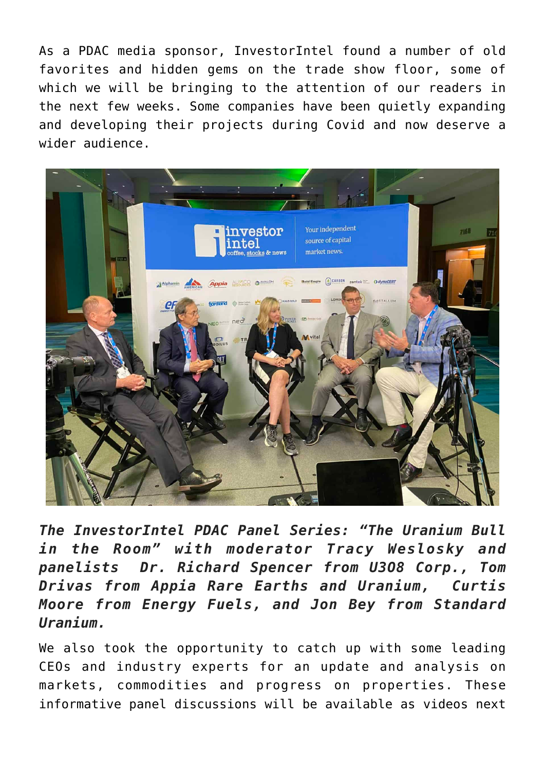As a PDAC media sponsor, InvestorIntel found a number of old favorites and hidden gems on the trade show floor, some of which we will be bringing to the attention of our readers in the next few weeks. Some companies have been quietly expanding and developing their projects during Covid and now deserve a wider audience.

***The InvestorIntel PDAC Panel Series: "The Uranium Bull in the Room" with moderator Tracy Weslosky and panelists Dr. Richard Spencer from U3O8 Corp., Tom Drivas from Appia Rare Earths and Uranium, Curtis Moore from Energy Fuels, and Jon Bey from Standard Uranium.***

We also took the opportunity to catch up with some leading CEOs and industry experts for an update and analysis on markets, commodities and progress on properties. These informative panel discussions will be available as videos next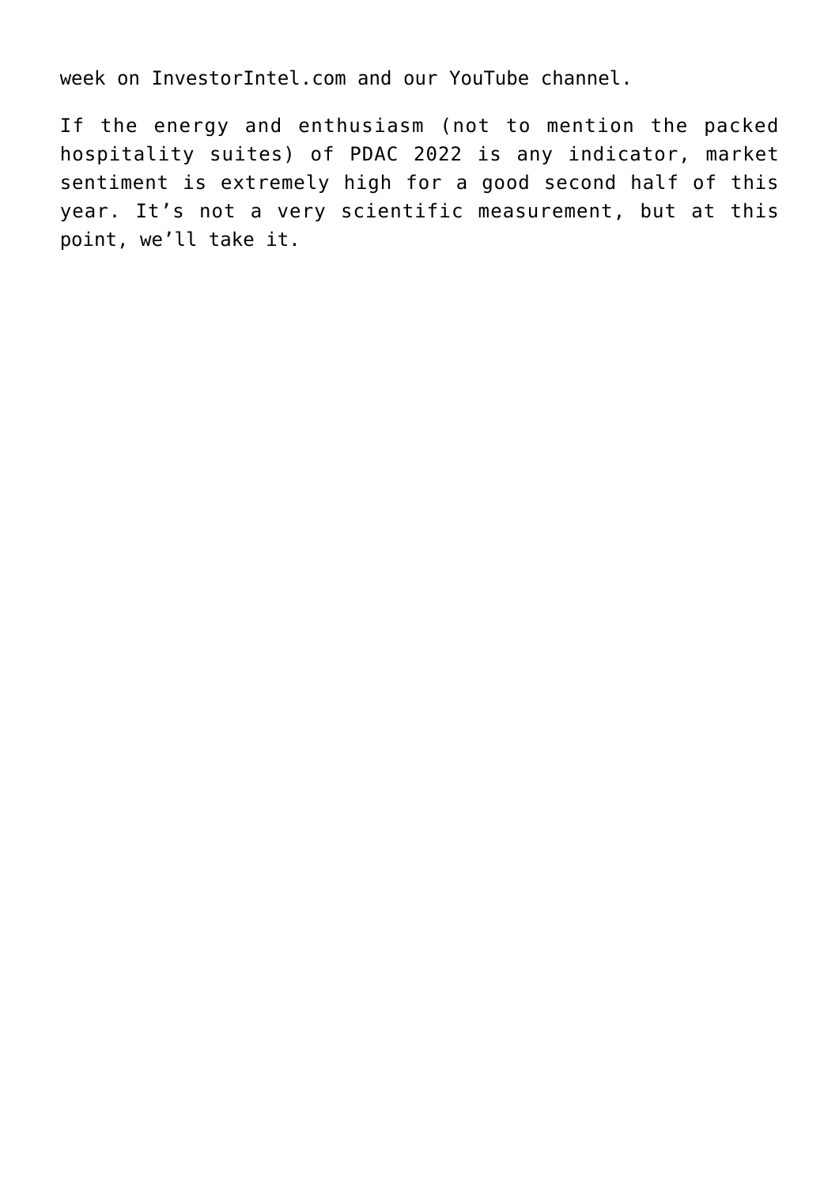week on InvestorIntel.com and our YouTube channel.

If the energy and enthusiasm (not to mention the packed hospitality suites) of PDAC 2022 is any indicator, market sentiment is extremely high for a good second half of this year. It's not a very scientific measurement, but at this point, we'll take it.